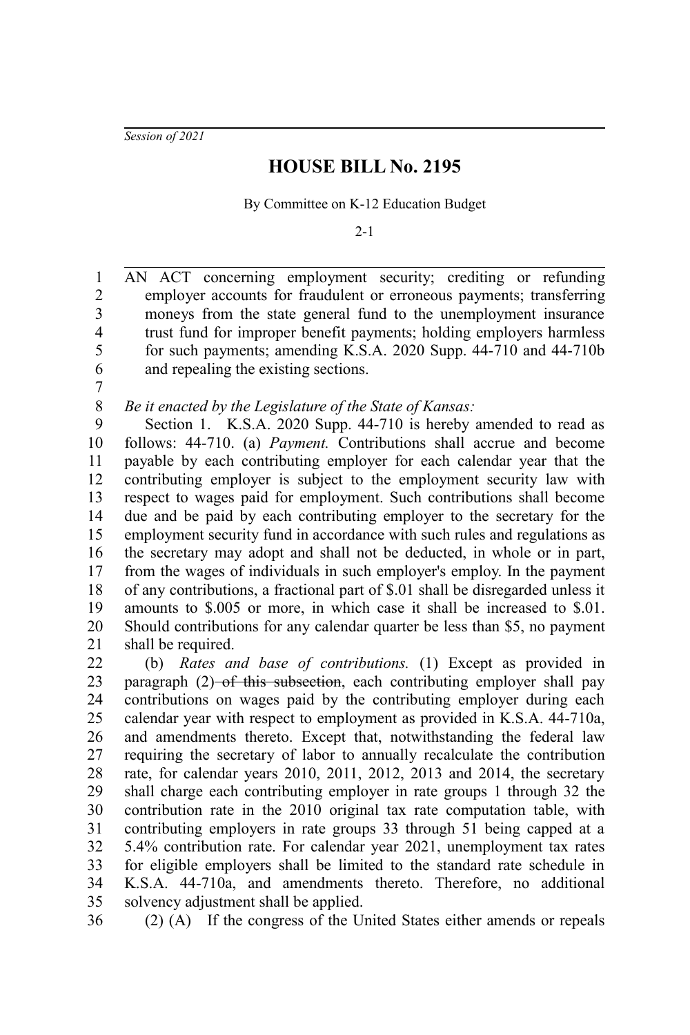*Session of 2021*

# HOUSE BILL No. 2195

By Committee on K-12 Education Budget

2-1

AN ACT concerning employment security; crediting or refunding employer accounts for fraudulent or erroneous payments; transferring moneys from the state general fund to the unemployment insurance trust fund for improper benefit payments; holding employers harmless for such payments; amending K.S.A. 2020 Supp. 44-710 and 44-710b and repealing the existing sections.

*Be it enacted by the Legislature of the State of Kansas:*

Section 1. K.S.A. 2020 Supp. 44-710 is hereby amended to read as follows: 44-710. (a) *Payment.* Contributions shall accrue and become payable by each contributing employer for each calendar year that the contributing employer is subject to the employment security law with respect to wages paid for employment. Such contributions shall become due and be paid by each contributing employer to the secretary for the employment security fund in accordance with such rules and regulations as the secretary may adopt and shall not be deducted, in whole or in part, from the wages of individuals in such employer's employ. In the payment of any contributions, a fractional part of $.01 shall be disregarded unless it amounts to $.005 or more, in which case it shall be increased to $.01. Should contributions for any calendar quarter be less than $5, no payment shall be required.

(b) *Rates and base of contributions.* (1) Except as provided in paragraph (2) ~~of this subsection~~, each contributing employer shall pay contributions on wages paid by the contributing employer during each calendar year with respect to employment as provided in K.S.A. 44-710a, and amendments thereto. Except that, notwithstanding the federal law requiring the secretary of labor to annually recalculate the contribution rate, for calendar years 2010, 2011, 2012, 2013 and 2014, the secretary shall charge each contributing employer in rate groups 1 through 32 the contribution rate in the 2010 original tax rate computation table, with contributing employers in rate groups 33 through 51 being capped at a 5.4% contribution rate. For calendar year 2021, unemployment tax rates for eligible employers shall be limited to the standard rate schedule in K.S.A. 44-710a, and amendments thereto. Therefore, no additional solvency adjustment shall be applied.

(2) (A) If the congress of the United States either amends or repeals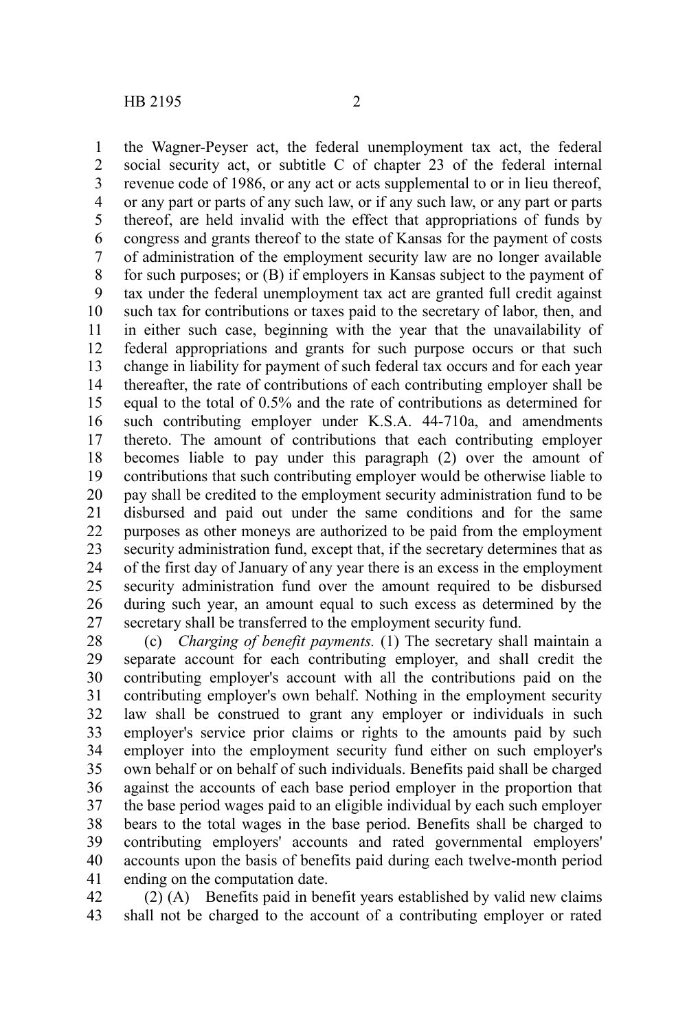the Wagner-Peyser act, the federal unemployment tax act, the federal social security act, or subtitle C of chapter 23 of the federal internal revenue code of 1986, or any act or acts supplemental to or in lieu thereof, or any part or parts of any such law, or if any such law, or any part or parts thereof, are held invalid with the effect that appropriations of funds by congress and grants thereof to the state of Kansas for the payment of costs of administration of the employment security law are no longer available for such purposes; or (B) if employers in Kansas subject to the payment of tax under the federal unemployment tax act are granted full credit against such tax for contributions or taxes paid to the secretary of labor, then, and in either such case, beginning with the year that the unavailability of federal appropriations and grants for such purpose occurs or that such change in liability for payment of such federal tax occurs and for each year thereafter, the rate of contributions of each contributing employer shall be equal to the total of 0.5% and the rate of contributions as determined for such contributing employer under K.S.A. 44-710a, and amendments thereto. The amount of contributions that each contributing employer becomes liable to pay under this paragraph (2) over the amount of contributions that such contributing employer would be otherwise liable to pay shall be credited to the employment security administration fund to be disbursed and paid out under the same conditions and for the same purposes as other moneys are authorized to be paid from the employment security administration fund, except that, if the secretary determines that as of the first day of January of any year there is an excess in the employment security administration fund over the amount required to be disbursed during such year, an amount equal to such excess as determined by the secretary shall be transferred to the employment security fund.

(c) *Charging of benefit payments.* (1) The secretary shall maintain a separate account for each contributing employer, and shall credit the contributing employer's account with all the contributions paid on the contributing employer's own behalf. Nothing in the employment security law shall be construed to grant any employer or individuals in such employer's service prior claims or rights to the amounts paid by such employer into the employment security fund either on such employer's own behalf or on behalf of such individuals. Benefits paid shall be charged against the accounts of each base period employer in the proportion that the base period wages paid to an eligible individual by each such employer bears to the total wages in the base period. Benefits shall be charged to contributing employers' accounts and rated governmental employers' accounts upon the basis of benefits paid during each twelve-month period ending on the computation date.

(2) (A) Benefits paid in benefit years established by valid new claims shall not be charged to the account of a contributing employer or rated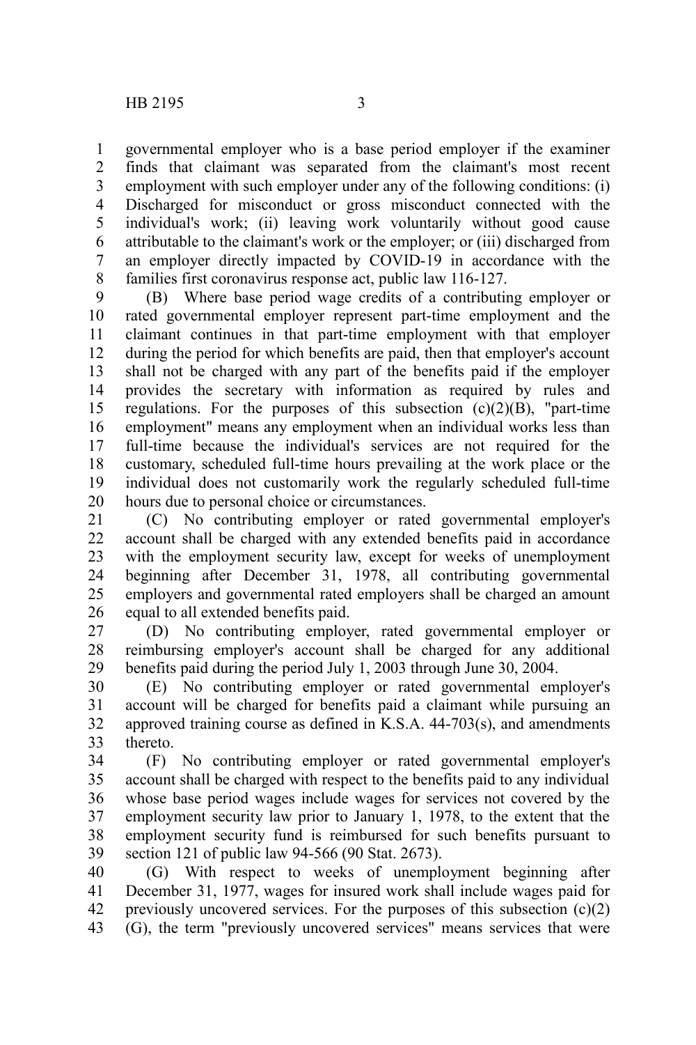governmental employer who is a base period employer if the examiner finds that claimant was separated from the claimant's most recent employment with such employer under any of the following conditions: (i) Discharged for misconduct or gross misconduct connected with the individual's work; (ii) leaving work voluntarily without good cause attributable to the claimant's work or the employer; or (iii) discharged from an employer directly impacted by COVID-19 in accordance with the families first coronavirus response act, public law 116-127.

(B) Where base period wage credits of a contributing employer or rated governmental employer represent part-time employment and the claimant continues in that part-time employment with that employer during the period for which benefits are paid, then that employer's account shall not be charged with any part of the benefits paid if the employer provides the secretary with information as required by rules and regulations. For the purposes of this subsection (c)(2)(B), "part-time employment" means any employment when an individual works less than full-time because the individual's services are not required for the customary, scheduled full-time hours prevailing at the work place or the individual does not customarily work the regularly scheduled full-time hours due to personal choice or circumstances.

(C) No contributing employer or rated governmental employer's account shall be charged with any extended benefits paid in accordance with the employment security law, except for weeks of unemployment beginning after December 31, 1978, all contributing governmental employers and governmental rated employers shall be charged an amount equal to all extended benefits paid.

(D) No contributing employer, rated governmental employer or reimbursing employer's account shall be charged for any additional benefits paid during the period July 1, 2003 through June 30, 2004.

(E) No contributing employer or rated governmental employer's account will be charged for benefits paid a claimant while pursuing an approved training course as defined in K.S.A. 44-703(s), and amendments thereto.

(F) No contributing employer or rated governmental employer's account shall be charged with respect to the benefits paid to any individual whose base period wages include wages for services not covered by the employment security law prior to January 1, 1978, to the extent that the employment security fund is reimbursed for such benefits pursuant to section 121 of public law 94-566 (90 Stat. 2673).

(G) With respect to weeks of unemployment beginning after December 31, 1977, wages for insured work shall include wages paid for previously uncovered services. For the purposes of this subsection (c)(2)(G), the term "previously uncovered services" means services that were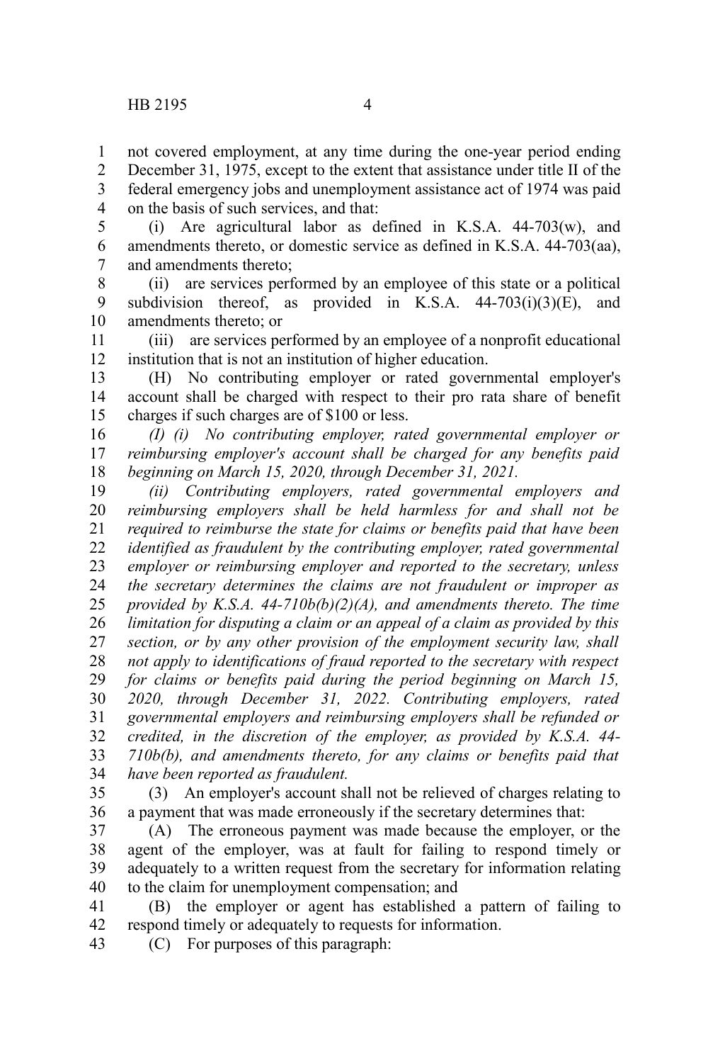not covered employment, at any time during the one-year period ending December 31, 1975, except to the extent that assistance under title II of the federal emergency jobs and unemployment assistance act of 1974 was paid on the basis of such services, and that:

(i) Are agricultural labor as defined in K.S.A. 44-703(w), and amendments thereto, or domestic service as defined in K.S.A. 44-703(aa), and amendments thereto;

(ii) are services performed by an employee of this state or a political subdivision thereof, as provided in K.S.A. 44-703(i)(3)(E), and amendments thereto; or

(iii) are services performed by an employee of a nonprofit educational institution that is not an institution of higher education.

(H) No contributing employer or rated governmental employer's account shall be charged with respect to their pro rata share of benefit charges if such charges are of $100 or less.

*(I) (i) No contributing employer, rated governmental employer or reimbursing employer's account shall be charged for any benefits paid beginning on March 15, 2020, through December 31, 2021.*

*(ii) Contributing employers, rated governmental employers and reimbursing employers shall be held harmless for and shall not be required to reimburse the state for claims or benefits paid that have been identified as fraudulent by the contributing employer, rated governmental employer or reimbursing employer and reported to the secretary, unless the secretary determines the claims are not fraudulent or improper as provided by K.S.A. 44-710b(b)(2)(A), and amendments thereto. The time limitation for disputing a claim or an appeal of a claim as provided by this section, or by any other provision of the employment security law, shall not apply to identifications of fraud reported to the secretary with respect for claims or benefits paid during the period beginning on March 15, 2020, through December 31, 2022. Contributing employers, rated governmental employers and reimbursing employers shall be refunded or credited, in the discretion of the employer, as provided by K.S.A. 44-710b(b), and amendments thereto, for any claims or benefits paid that have been reported as fraudulent.*

(3) An employer's account shall not be relieved of charges relating to a payment that was made erroneously if the secretary determines that:

(A) The erroneous payment was made because the employer, or the agent of the employer, was at fault for failing to respond timely or adequately to a written request from the secretary for information relating to the claim for unemployment compensation; and

(B) the employer or agent has established a pattern of failing to respond timely or adequately to requests for information.

(C) For purposes of this paragraph: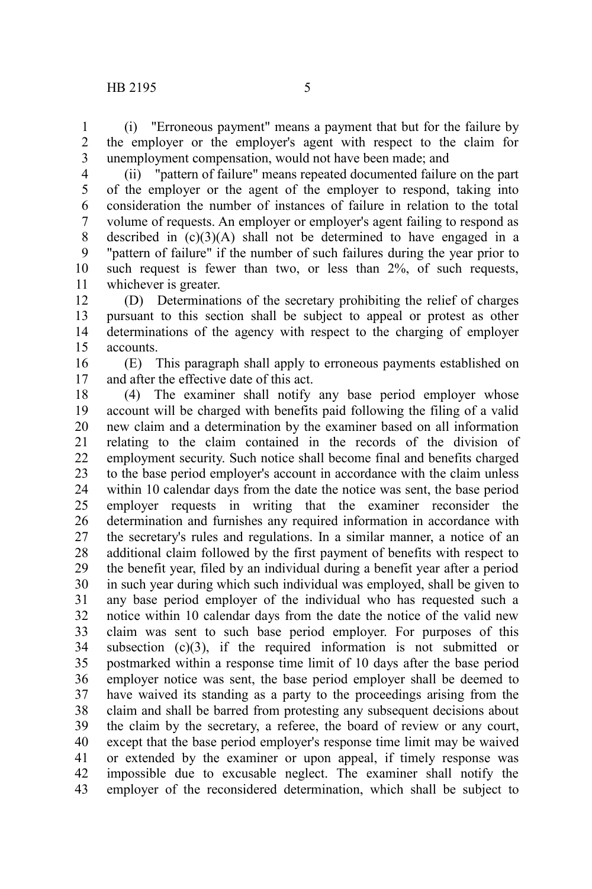(i) "Erroneous payment" means a payment that but for the failure by the employer or the employer's agent with respect to the claim for unemployment compensation, would not have been made; and

(ii) "pattern of failure" means repeated documented failure on the part of the employer or the agent of the employer to respond, taking into consideration the number of instances of failure in relation to the total volume of requests. An employer or employer's agent failing to respond as described in (c)(3)(A) shall not be determined to have engaged in a "pattern of failure" if the number of such failures during the year prior to such request is fewer than two, or less than 2%, of such requests, whichever is greater.

(D) Determinations of the secretary prohibiting the relief of charges pursuant to this section shall be subject to appeal or protest as other determinations of the agency with respect to the charging of employer accounts.

(E) This paragraph shall apply to erroneous payments established on and after the effective date of this act.

(4) The examiner shall notify any base period employer whose account will be charged with benefits paid following the filing of a valid new claim and a determination by the examiner based on all information relating to the claim contained in the records of the division of employment security. Such notice shall become final and benefits charged to the base period employer's account in accordance with the claim unless within 10 calendar days from the date the notice was sent, the base period employer requests in writing that the examiner reconsider the determination and furnishes any required information in accordance with the secretary's rules and regulations. In a similar manner, a notice of an additional claim followed by the first payment of benefits with respect to the benefit year, filed by an individual during a benefit year after a period in such year during which such individual was employed, shall be given to any base period employer of the individual who has requested such a notice within 10 calendar days from the date the notice of the valid new claim was sent to such base period employer. For purposes of this subsection (c)(3), if the required information is not submitted or postmarked within a response time limit of 10 days after the base period employer notice was sent, the base period employer shall be deemed to have waived its standing as a party to the proceedings arising from the claim and shall be barred from protesting any subsequent decisions about the claim by the secretary, a referee, the board of review or any court, except that the base period employer's response time limit may be waived or extended by the examiner or upon appeal, if timely response was impossible due to excusable neglect. The examiner shall notify the employer of the reconsidered determination, which shall be subject to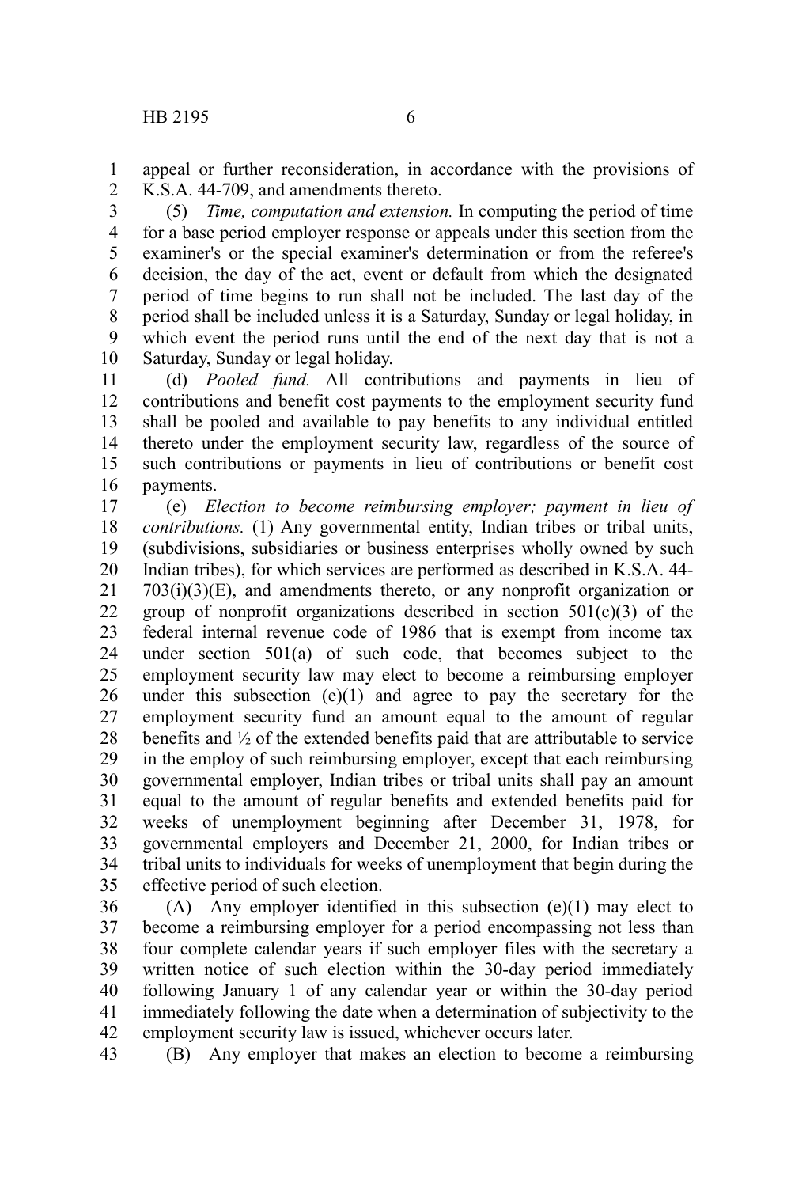appeal or further reconsideration, in accordance with the provisions of K.S.A. 44-709, and amendments thereto.

(5) *Time, computation and extension.* In computing the period of time for a base period employer response or appeals under this section from the examiner's or the special examiner's determination or from the referee's decision, the day of the act, event or default from which the designated period of time begins to run shall not be included. The last day of the period shall be included unless it is a Saturday, Sunday or legal holiday, in which event the period runs until the end of the next day that is not a Saturday, Sunday or legal holiday.

(d) *Pooled fund.* All contributions and payments in lieu of contributions and benefit cost payments to the employment security fund shall be pooled and available to pay benefits to any individual entitled thereto under the employment security law, regardless of the source of such contributions or payments in lieu of contributions or benefit cost payments.

(e) *Election to become reimbursing employer; payment in lieu of contributions.* (1) Any governmental entity, Indian tribes or tribal units, (subdivisions, subsidiaries or business enterprises wholly owned by such Indian tribes), for which services are performed as described in K.S.A. 44-703(i)(3)(E), and amendments thereto, or any nonprofit organization or group of nonprofit organizations described in section 501(c)(3) of the federal internal revenue code of 1986 that is exempt from income tax under section 501(a) of such code, that becomes subject to the employment security law may elect to become a reimbursing employer under this subsection (e)(1) and agree to pay the secretary for the employment security fund an amount equal to the amount of regular benefits and ½ of the extended benefits paid that are attributable to service in the employ of such reimbursing employer, except that each reimbursing governmental employer, Indian tribes or tribal units shall pay an amount equal to the amount of regular benefits and extended benefits paid for weeks of unemployment beginning after December 31, 1978, for governmental employers and December 21, 2000, for Indian tribes or tribal units to individuals for weeks of unemployment that begin during the effective period of such election.

(A) Any employer identified in this subsection (e)(1) may elect to become a reimbursing employer for a period encompassing not less than four complete calendar years if such employer files with the secretary a written notice of such election within the 30-day period immediately following January 1 of any calendar year or within the 30-day period immediately following the date when a determination of subjectivity to the employment security law is issued, whichever occurs later.

(B) Any employer that makes an election to become a reimbursing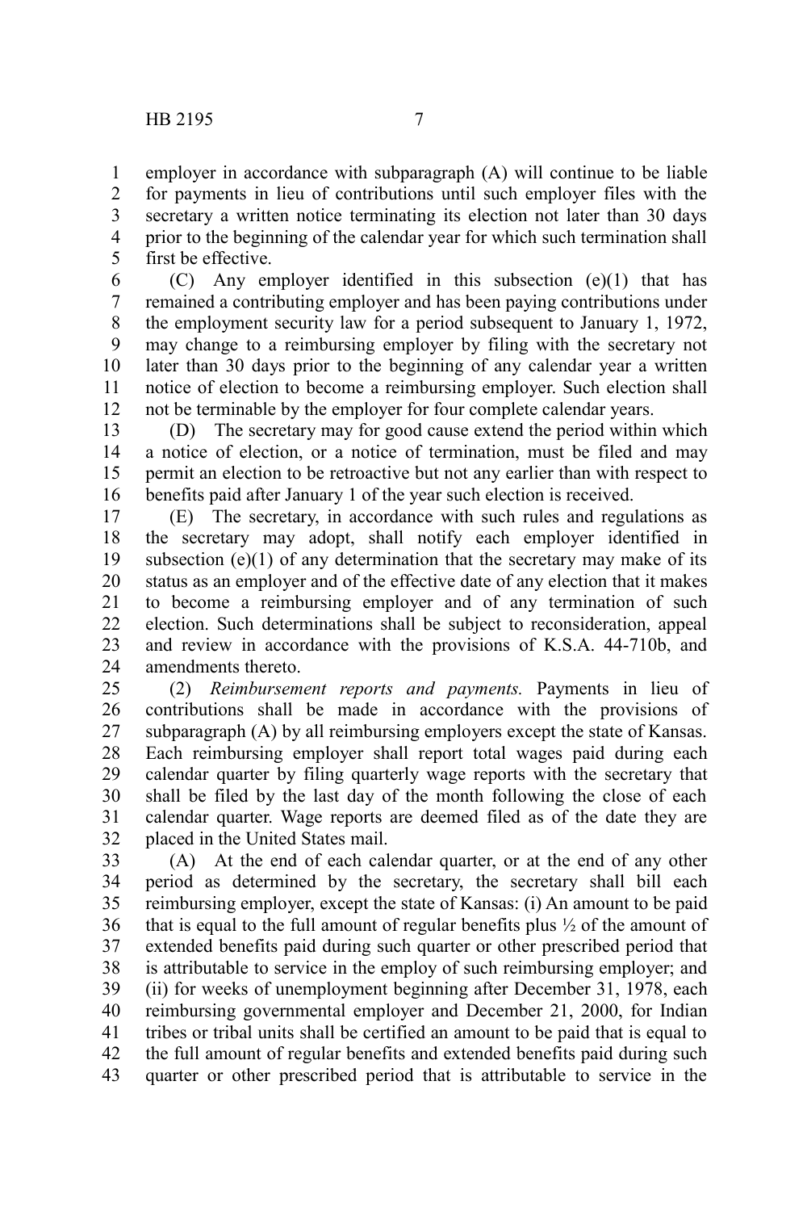employer in accordance with subparagraph (A) will continue to be liable for payments in lieu of contributions until such employer files with the secretary a written notice terminating its election not later than 30 days prior to the beginning of the calendar year for which such termination shall first be effective.

(C) Any employer identified in this subsection (e)(1) that has remained a contributing employer and has been paying contributions under the employment security law for a period subsequent to January 1, 1972, may change to a reimbursing employer by filing with the secretary not later than 30 days prior to the beginning of any calendar year a written notice of election to become a reimbursing employer. Such election shall not be terminable by the employer for four complete calendar years.

(D) The secretary may for good cause extend the period within which a notice of election, or a notice of termination, must be filed and may permit an election to be retroactive but not any earlier than with respect to benefits paid after January 1 of the year such election is received.

(E) The secretary, in accordance with such rules and regulations as the secretary may adopt, shall notify each employer identified in subsection (e)(1) of any determination that the secretary may make of its status as an employer and of the effective date of any election that it makes to become a reimbursing employer and of any termination of such election. Such determinations shall be subject to reconsideration, appeal and review in accordance with the provisions of K.S.A. 44-710b, and amendments thereto.

(2) *Reimbursement reports and payments.* Payments in lieu of contributions shall be made in accordance with the provisions of subparagraph (A) by all reimbursing employers except the state of Kansas. Each reimbursing employer shall report total wages paid during each calendar quarter by filing quarterly wage reports with the secretary that shall be filed by the last day of the month following the close of each calendar quarter. Wage reports are deemed filed as of the date they are placed in the United States mail.

(A) At the end of each calendar quarter, or at the end of any other period as determined by the secretary, the secretary shall bill each reimbursing employer, except the state of Kansas: (i) An amount to be paid that is equal to the full amount of regular benefits plus ½ of the amount of extended benefits paid during such quarter or other prescribed period that is attributable to service in the employ of such reimbursing employer; and (ii) for weeks of unemployment beginning after December 31, 1978, each reimbursing governmental employer and December 21, 2000, for Indian tribes or tribal units shall be certified an amount to be paid that is equal to the full amount of regular benefits and extended benefits paid during such quarter or other prescribed period that is attributable to service in the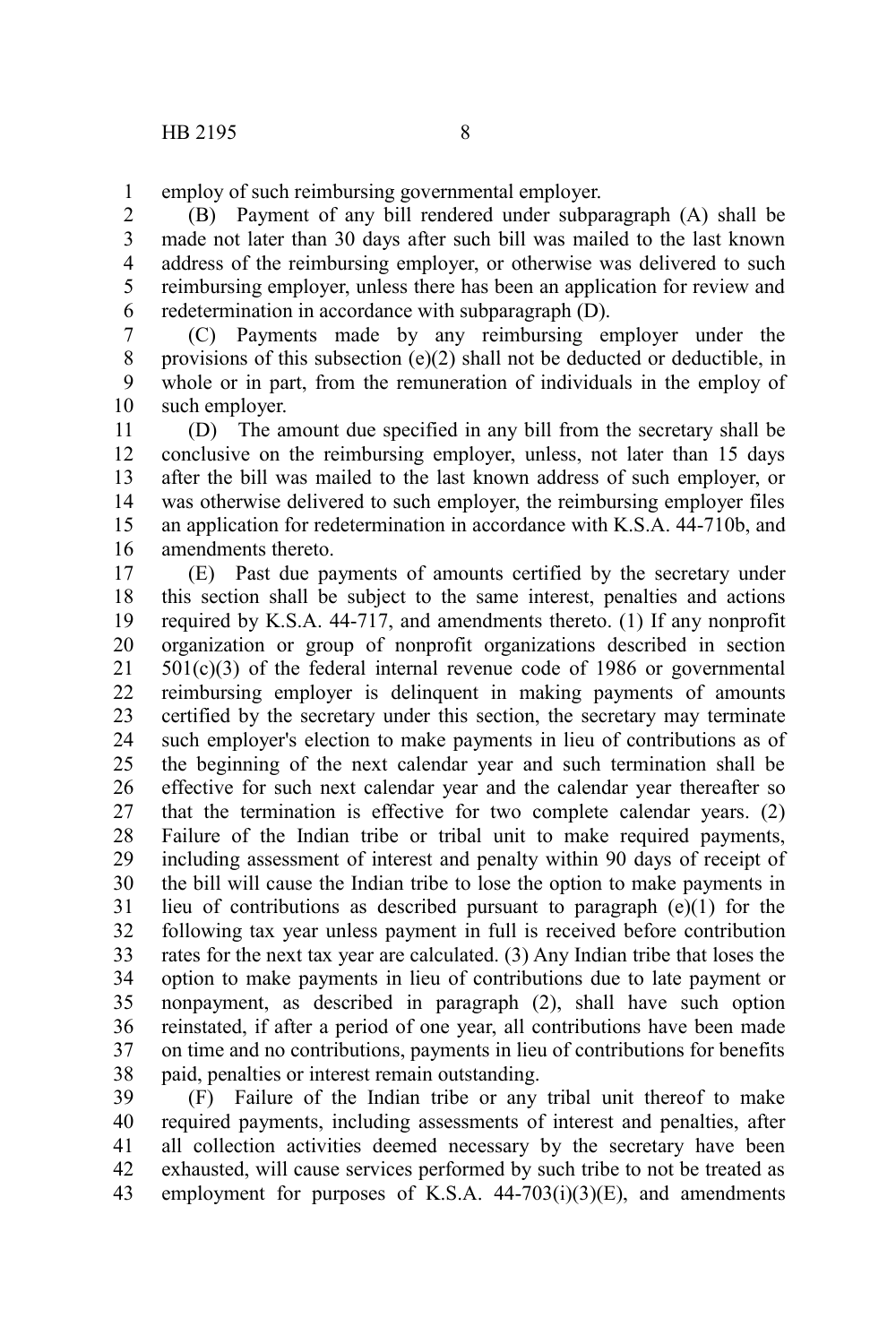employ of such reimbursing governmental employer.

(B) Payment of any bill rendered under subparagraph (A) shall be made not later than 30 days after such bill was mailed to the last known address of the reimbursing employer, or otherwise was delivered to such reimbursing employer, unless there has been an application for review and redetermination in accordance with subparagraph (D).

(C) Payments made by any reimbursing employer under the provisions of this subsection (e)(2) shall not be deducted or deductible, in whole or in part, from the remuneration of individuals in the employ of such employer.

(D) The amount due specified in any bill from the secretary shall be conclusive on the reimbursing employer, unless, not later than 15 days after the bill was mailed to the last known address of such employer, or was otherwise delivered to such employer, the reimbursing employer files an application for redetermination in accordance with K.S.A. 44-710b, and amendments thereto.

(E) Past due payments of amounts certified by the secretary under this section shall be subject to the same interest, penalties and actions required by K.S.A. 44-717, and amendments thereto. (1) If any nonprofit organization or group of nonprofit organizations described in section 501(c)(3) of the federal internal revenue code of 1986 or governmental reimbursing employer is delinquent in making payments of amounts certified by the secretary under this section, the secretary may terminate such employer's election to make payments in lieu of contributions as of the beginning of the next calendar year and such termination shall be effective for such next calendar year and the calendar year thereafter so that the termination is effective for two complete calendar years. (2) Failure of the Indian tribe or tribal unit to make required payments, including assessment of interest and penalty within 90 days of receipt of the bill will cause the Indian tribe to lose the option to make payments in lieu of contributions as described pursuant to paragraph (e)(1) for the following tax year unless payment in full is received before contribution rates for the next tax year are calculated. (3) Any Indian tribe that loses the option to make payments in lieu of contributions due to late payment or nonpayment, as described in paragraph (2), shall have such option reinstated, if after a period of one year, all contributions have been made on time and no contributions, payments in lieu of contributions for benefits paid, penalties or interest remain outstanding.

(F) Failure of the Indian tribe or any tribal unit thereof to make required payments, including assessments of interest and penalties, after all collection activities deemed necessary by the secretary have been exhausted, will cause services performed by such tribe to not be treated as employment for purposes of K.S.A. 44-703(i)(3)(E), and amendments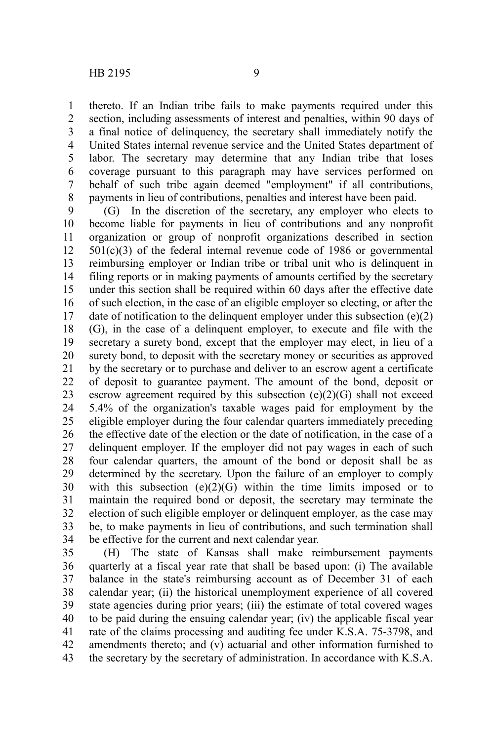thereto. If an Indian tribe fails to make payments required under this section, including assessments of interest and penalties, within 90 days of a final notice of delinquency, the secretary shall immediately notify the United States internal revenue service and the United States department of labor. The secretary may determine that any Indian tribe that loses coverage pursuant to this paragraph may have services performed on behalf of such tribe again deemed "employment" if all contributions, payments in lieu of contributions, penalties and interest have been paid.

(G) In the discretion of the secretary, any employer who elects to become liable for payments in lieu of contributions and any nonprofit organization or group of nonprofit organizations described in section 501(c)(3) of the federal internal revenue code of 1986 or governmental reimbursing employer or Indian tribe or tribal unit who is delinquent in filing reports or in making payments of amounts certified by the secretary under this section shall be required within 60 days after the effective date of such election, in the case of an eligible employer so electing, or after the date of notification to the delinquent employer under this subsection (e)(2)(G), in the case of a delinquent employer, to execute and file with the secretary a surety bond, except that the employer may elect, in lieu of a surety bond, to deposit with the secretary money or securities as approved by the secretary or to purchase and deliver to an escrow agent a certificate of deposit to guarantee payment. The amount of the bond, deposit or escrow agreement required by this subsection (e)(2)(G) shall not exceed 5.4% of the organization's taxable wages paid for employment by the eligible employer during the four calendar quarters immediately preceding the effective date of the election or the date of notification, in the case of a delinquent employer. If the employer did not pay wages in each of such four calendar quarters, the amount of the bond or deposit shall be as determined by the secretary. Upon the failure of an employer to comply with this subsection (e)(2)(G) within the time limits imposed or to maintain the required bond or deposit, the secretary may terminate the election of such eligible employer or delinquent employer, as the case may be, to make payments in lieu of contributions, and such termination shall be effective for the current and next calendar year.

(H) The state of Kansas shall make reimbursement payments quarterly at a fiscal year rate that shall be based upon: (i) The available balance in the state's reimbursing account as of December 31 of each calendar year; (ii) the historical unemployment experience of all covered state agencies during prior years; (iii) the estimate of total covered wages to be paid during the ensuing calendar year; (iv) the applicable fiscal year rate of the claims processing and auditing fee under K.S.A. 75-3798, and amendments thereto; and (v) actuarial and other information furnished to the secretary by the secretary of administration. In accordance with K.S.A.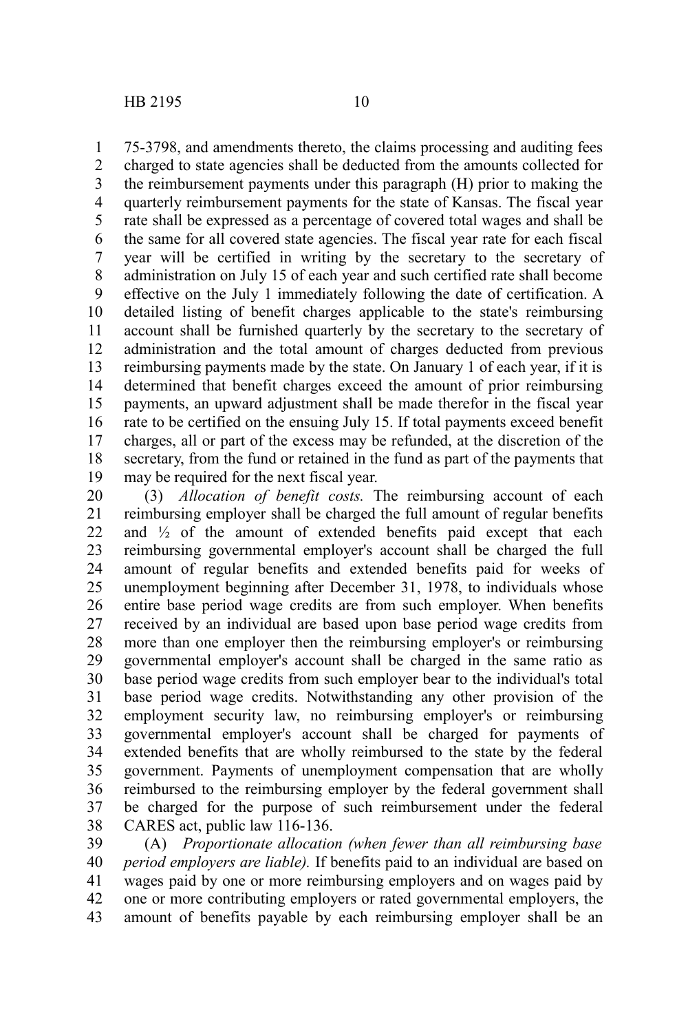75-3798, and amendments thereto, the claims processing and auditing fees charged to state agencies shall be deducted from the amounts collected for the reimbursement payments under this paragraph (H) prior to making the quarterly reimbursement payments for the state of Kansas. The fiscal year rate shall be expressed as a percentage of covered total wages and shall be the same for all covered state agencies. The fiscal year rate for each fiscal year will be certified in writing by the secretary to the secretary of administration on July 15 of each year and such certified rate shall become effective on the July 1 immediately following the date of certification. A detailed listing of benefit charges applicable to the state's reimbursing account shall be furnished quarterly by the secretary to the secretary of administration and the total amount of charges deducted from previous reimbursing payments made by the state. On January 1 of each year, if it is determined that benefit charges exceed the amount of prior reimbursing payments, an upward adjustment shall be made therefor in the fiscal year rate to be certified on the ensuing July 15. If total payments exceed benefit charges, all or part of the excess may be refunded, at the discretion of the secretary, from the fund or retained in the fund as part of the payments that may be required for the next fiscal year.

(3) *Allocation of benefit costs.* The reimbursing account of each reimbursing employer shall be charged the full amount of regular benefits and ½ of the amount of extended benefits paid except that each reimbursing governmental employer's account shall be charged the full amount of regular benefits and extended benefits paid for weeks of unemployment beginning after December 31, 1978, to individuals whose entire base period wage credits are from such employer. When benefits received by an individual are based upon base period wage credits from more than one employer then the reimbursing employer's or reimbursing governmental employer's account shall be charged in the same ratio as base period wage credits from such employer bear to the individual's total base period wage credits. Notwithstanding any other provision of the employment security law, no reimbursing employer's or reimbursing governmental employer's account shall be charged for payments of extended benefits that are wholly reimbursed to the state by the federal government. Payments of unemployment compensation that are wholly reimbursed to the reimbursing employer by the federal government shall be charged for the purpose of such reimbursement under the federal CARES act, public law 116-136.

(A) *Proportionate allocation (when fewer than all reimbursing base period employers are liable).* If benefits paid to an individual are based on wages paid by one or more reimbursing employers and on wages paid by one or more contributing employers or rated governmental employers, the amount of benefits payable by each reimbursing employer shall be an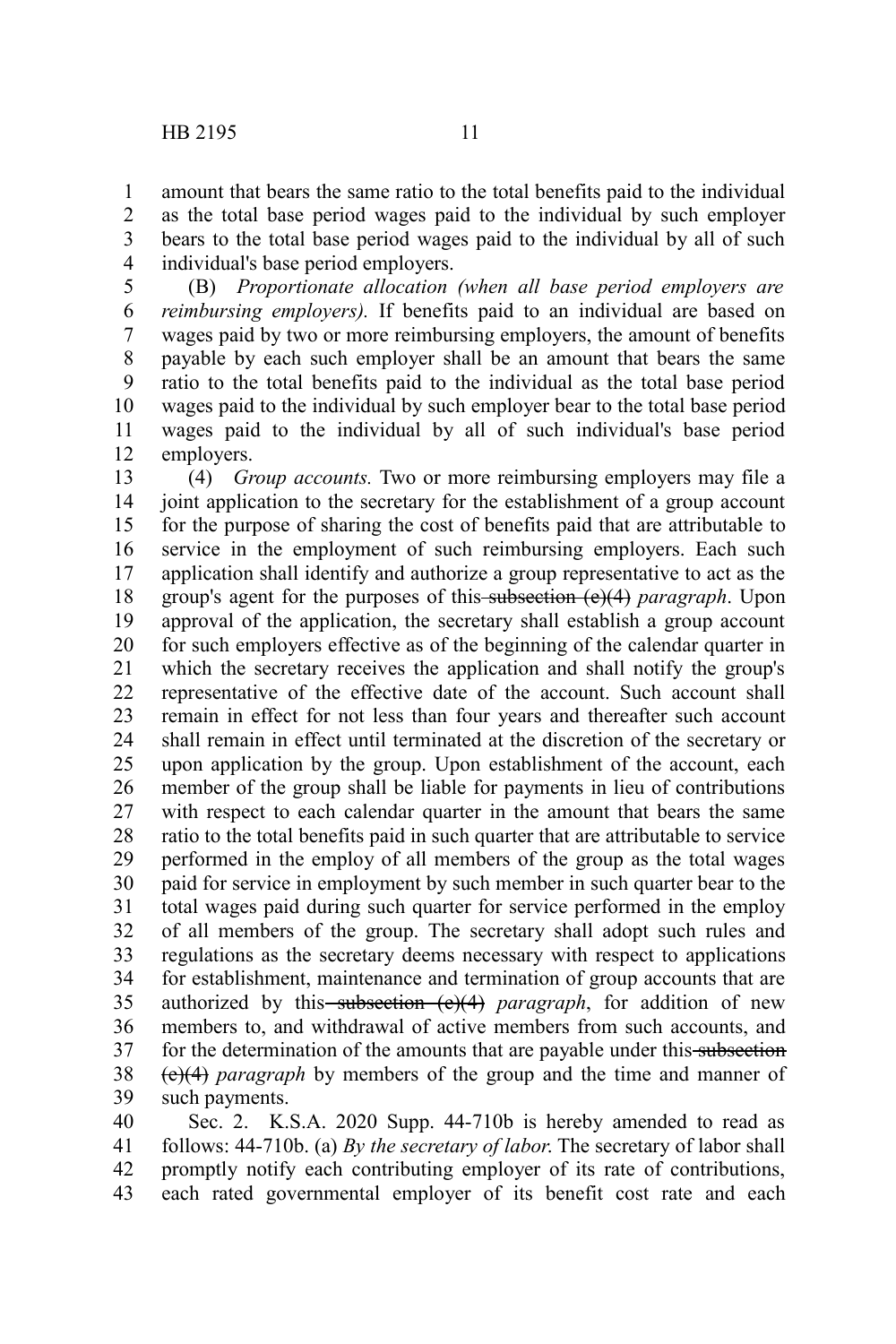amount that bears the same ratio to the total benefits paid to the individual as the total base period wages paid to the individual by such employer bears to the total base period wages paid to the individual by all of such individual's base period employers.

(B) *Proportionate allocation (when all base period employers are reimbursing employers).* If benefits paid to an individual are based on wages paid by two or more reimbursing employers, the amount of benefits payable by each such employer shall be an amount that bears the same ratio to the total benefits paid to the individual as the total base period wages paid to the individual by such employer bear to the total base period wages paid to the individual by all of such individual's base period employers.

(4) *Group accounts.* Two or more reimbursing employers may file a joint application to the secretary for the establishment of a group account for the purpose of sharing the cost of benefits paid that are attributable to service in the employment of such reimbursing employers. Each such application shall identify and authorize a group representative to act as the group's agent for the purposes of this ~~subsection (e)(4)~~ *paragraph*. Upon approval of the application, the secretary shall establish a group account for such employers effective as of the beginning of the calendar quarter in which the secretary receives the application and shall notify the group's representative of the effective date of the account. Such account shall remain in effect for not less than four years and thereafter such account shall remain in effect until terminated at the discretion of the secretary or upon application by the group. Upon establishment of the account, each member of the group shall be liable for payments in lieu of contributions with respect to each calendar quarter in the amount that bears the same ratio to the total benefits paid in such quarter that are attributable to service performed in the employ of all members of the group as the total wages paid for service in employment by such member in such quarter bear to the total wages paid during such quarter for service performed in the employ of all members of the group. The secretary shall adopt such rules and regulations as the secretary deems necessary with respect to applications for establishment, maintenance and termination of group accounts that are authorized by this ~~subsection (e)(4)~~ *paragraph*, for addition of new members to, and withdrawal of active members from such accounts, and for the determination of the amounts that are payable under this ~~subsection (e)(4)~~ *paragraph* by members of the group and the time and manner of such payments.

Sec. 2. K.S.A. 2020 Supp. 44-710b is hereby amended to read as follows: 44-710b. (a) *By the secretary of labor.* The secretary of labor shall promptly notify each contributing employer of its rate of contributions, each rated governmental employer of its benefit cost rate and each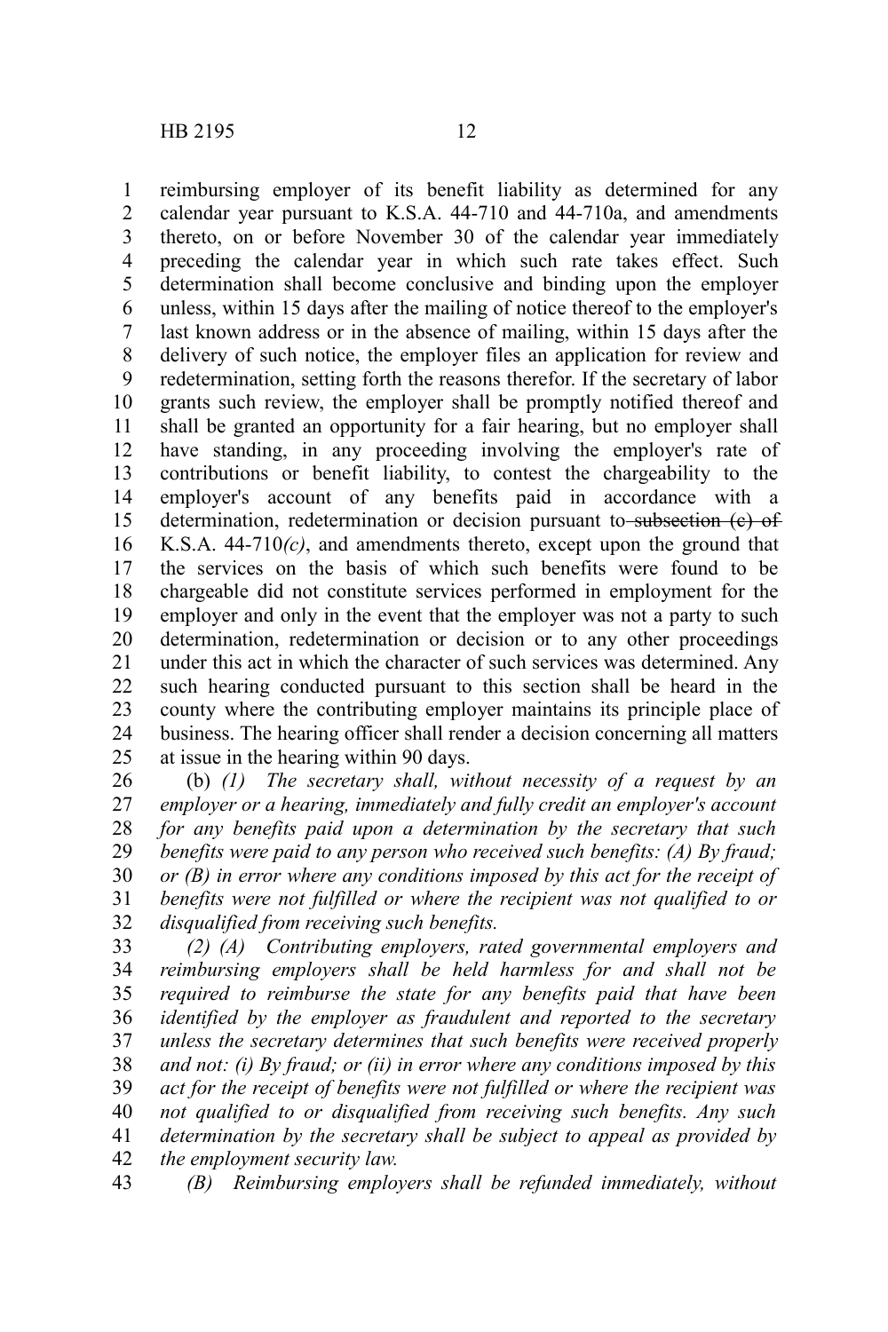reimbursing employer of its benefit liability as determined for any calendar year pursuant to K.S.A. 44-710 and 44-710a, and amendments thereto, on or before November 30 of the calendar year immediately preceding the calendar year in which such rate takes effect. Such determination shall become conclusive and binding upon the employer unless, within 15 days after the mailing of notice thereof to the employer's last known address or in the absence of mailing, within 15 days after the delivery of such notice, the employer files an application for review and redetermination, setting forth the reasons therefor. If the secretary of labor grants such review, the employer shall be promptly notified thereof and shall be granted an opportunity for a fair hearing, but no employer shall have standing, in any proceeding involving the employer's rate of contributions or benefit liability, to contest the chargeability to the employer's account of any benefits paid in accordance with a determination, redetermination or decision pursuant to ~~subsection (c) of~~ K.S.A. 44-710*(c)*, and amendments thereto, except upon the ground that the services on the basis of which such benefits were found to be chargeable did not constitute services performed in employment for the employer and only in the event that the employer was not a party to such determination, redetermination or decision or to any other proceedings under this act in which the character of such services was determined. Any such hearing conducted pursuant to this section shall be heard in the county where the contributing employer maintains its principle place of business. The hearing officer shall render a decision concerning all matters at issue in the hearing within 90 days.

(b) *(1) The secretary shall, without necessity of a request by an employer or a hearing, immediately and fully credit an employer's account for any benefits paid upon a determination by the secretary that such benefits were paid to any person who received such benefits: (A) By fraud; or (B) in error where any conditions imposed by this act for the receipt of benefits were not fulfilled or where the recipient was not qualified to or disqualified from receiving such benefits.*

*(2) (A) Contributing employers, rated governmental employers and reimbursing employers shall be held harmless for and shall not be required to reimburse the state for any benefits paid that have been identified by the employer as fraudulent and reported to the secretary unless the secretary determines that such benefits were received properly and not: (i) By fraud; or (ii) in error where any conditions imposed by this act for the receipt of benefits were not fulfilled or where the recipient was not qualified to or disqualified from receiving such benefits. Any such determination by the secretary shall be subject to appeal as provided by the employment security law.*

*(B) Reimbursing employers shall be refunded immediately, without*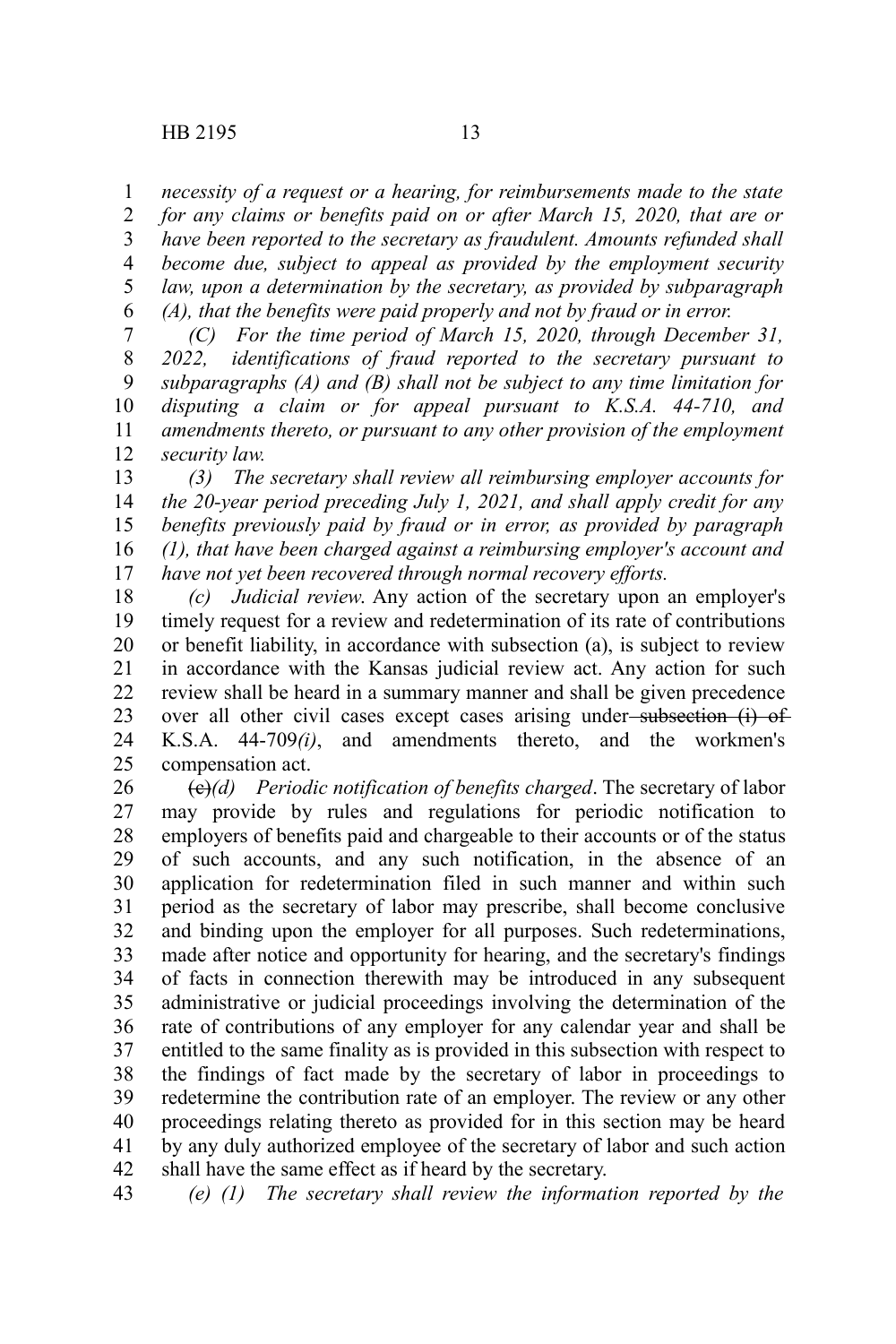*necessity of a request or a hearing, for reimbursements made to the state for any claims or benefits paid on or after March 15, 2020, that are or have been reported to the secretary as fraudulent. Amounts refunded shall become due, subject to appeal as provided by the employment security law, upon a determination by the secretary, as provided by subparagraph (A), that the benefits were paid properly and not by fraud or in error.*

*(C) For the time period of March 15, 2020, through December 31, 2022, identifications of fraud reported to the secretary pursuant to subparagraphs (A) and (B) shall not be subject to any time limitation for disputing a claim or for appeal pursuant to K.S.A. 44-710, and amendments thereto, or pursuant to any other provision of the employment security law.*

*(3) The secretary shall review all reimbursing employer accounts for the 20-year period preceding July 1, 2021, and shall apply credit for any benefits previously paid by fraud or in error, as provided by paragraph (1), that have been charged against a reimbursing employer's account and have not yet been recovered through normal recovery efforts.*

*(c) Judicial review*. Any action of the secretary upon an employer's timely request for a review and redetermination of its rate of contributions or benefit liability, in accordance with subsection (a), is subject to review in accordance with the Kansas judicial review act. Any action for such review shall be heard in a summary manner and shall be given precedence over all other civil cases except cases arising under ~~subsection (i) of~~ K.S.A. 44-709*(i)*, and amendments thereto, and the workmen's compensation act.

~~(c)~~*(d) Periodic notification of benefits charged*. The secretary of labor may provide by rules and regulations for periodic notification to employers of benefits paid and chargeable to their accounts or of the status of such accounts, and any such notification, in the absence of an application for redetermination filed in such manner and within such period as the secretary of labor may prescribe, shall become conclusive and binding upon the employer for all purposes. Such redeterminations, made after notice and opportunity for hearing, and the secretary's findings of facts in connection therewith may be introduced in any subsequent administrative or judicial proceedings involving the determination of the rate of contributions of any employer for any calendar year and shall be entitled to the same finality as is provided in this subsection with respect to the findings of fact made by the secretary of labor in proceedings to redetermine the contribution rate of an employer. The review or any other proceedings relating thereto as provided for in this section may be heard by any duly authorized employee of the secretary of labor and such action shall have the same effect as if heard by the secretary.

*(e) (1) The secretary shall review the information reported by the*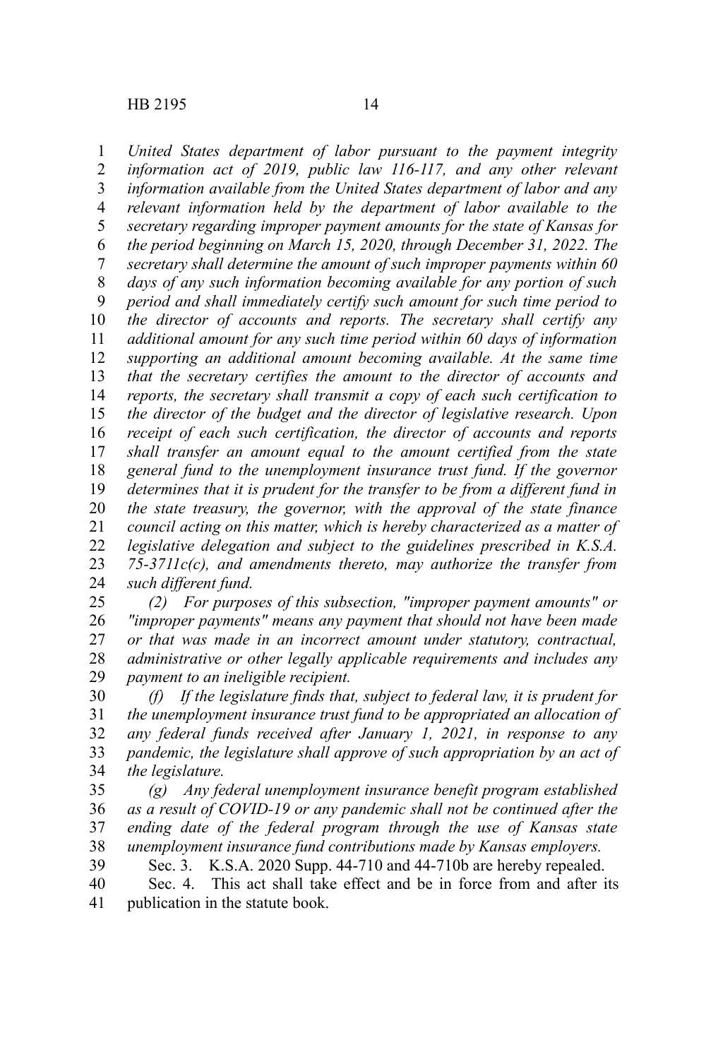*United States department of labor pursuant to the payment integrity information act of 2019, public law 116-117, and any other relevant information available from the United States department of labor and any relevant information held by the department of labor available to the secretary regarding improper payment amounts for the state of Kansas for the period beginning on March 15, 2020, through December 31, 2022. The secretary shall determine the amount of such improper payments within 60 days of any such information becoming available for any portion of such period and shall immediately certify such amount for such time period to the director of accounts and reports. The secretary shall certify any additional amount for any such time period within 60 days of information supporting an additional amount becoming available. At the same time that the secretary certifies the amount to the director of accounts and reports, the secretary shall transmit a copy of each such certification to the director of the budget and the director of legislative research. Upon receipt of each such certification, the director of accounts and reports shall transfer an amount equal to the amount certified from the state general fund to the unemployment insurance trust fund. If the governor determines that it is prudent for the transfer to be from a different fund in the state treasury, the governor, with the approval of the state finance council acting on this matter, which is hereby characterized as a matter of legislative delegation and subject to the guidelines prescribed in K.S.A. 75-3711c(c), and amendments thereto, may authorize the transfer from such different fund.*

*(2) For purposes of this subsection, "improper payment amounts" or "improper payments" means any payment that should not have been made or that was made in an incorrect amount under statutory, contractual, administrative or other legally applicable requirements and includes any payment to an ineligible recipient.*

*(f) If the legislature finds that, subject to federal law, it is prudent for the unemployment insurance trust fund to be appropriated an allocation of any federal funds received after January 1, 2021, in response to any pandemic, the legislature shall approve of such appropriation by an act of the legislature.*

*(g) Any federal unemployment insurance benefit program established as a result of COVID-19 or any pandemic shall not be continued after the ending date of the federal program through the use of Kansas state unemployment insurance fund contributions made by Kansas employers.*

Sec. 3. K.S.A. 2020 Supp. 44-710 and 44-710b are hereby repealed.

Sec. 4. This act shall take effect and be in force from and after its publication in the statute book.